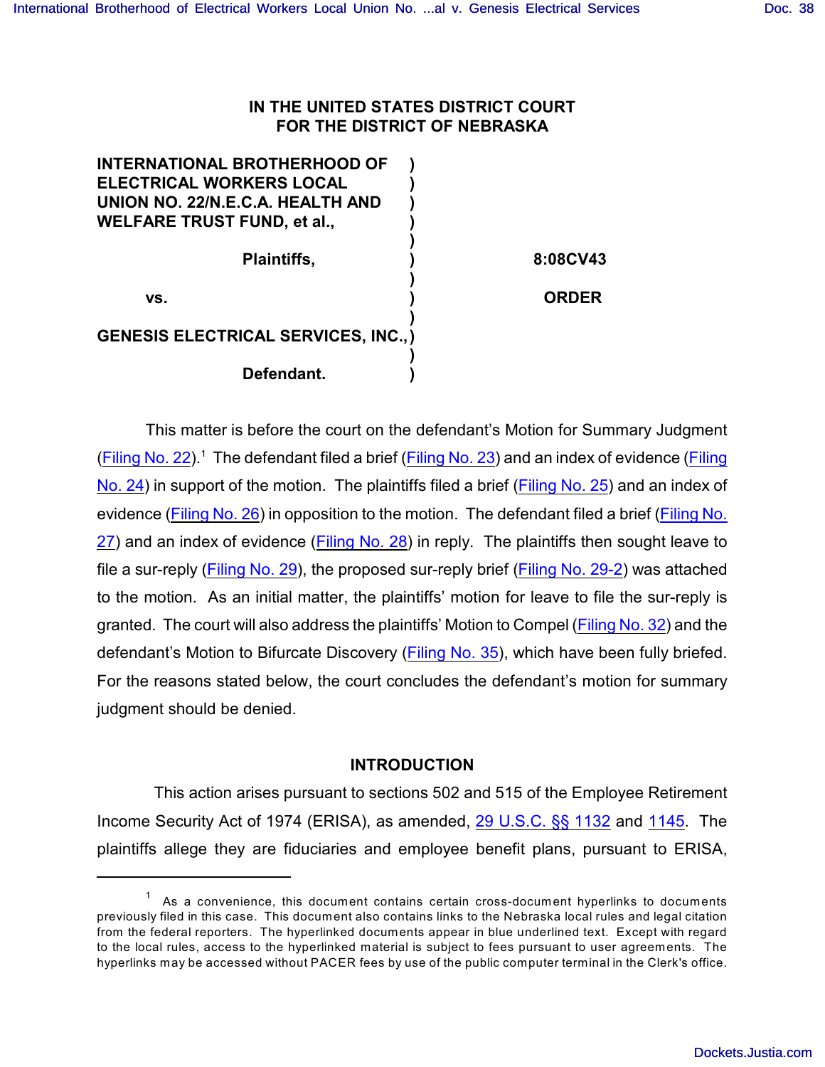IN THE UNITED STATES DISTRICT COURT
FOR THE DISTRICT OF NEBRASKA

| | | |
|---|---|---|
| **INTERNATIONAL BROTHERHOOD OF ELECTRICAL WORKERS LOCAL UNION NO. 22/N.E.C.A. HEALTH AND WELFARE TRUST FUND, et al.,** | ) | |
| **Plaintiffs,** | ) | **8:08CV43** |
| **vs.** | ) | **ORDER** |
| **GENESIS ELECTRICAL SERVICES, INC.,** | ) | |
| **Defendant.** | ) | |

This matter is before the court on the defendant's Motion for Summary Judgment (Filing No. 22).[1] The defendant filed a brief (Filing No. 23) and an index of evidence (Filing No. 24) in support of the motion. The plaintiffs filed a brief (Filing No. 25) and an index of evidence (Filing No. 26) in opposition to the motion. The defendant filed a brief (Filing No. 27) and an index of evidence (Filing No. 28) in reply. The plaintiffs then sought leave to file a sur-reply (Filing No. 29), the proposed sur-reply brief (Filing No. 29-2) was attached to the motion. As an initial matter, the plaintiffs' motion for leave to file the sur-reply is granted. The court will also address the plaintiffs' Motion to Compel (Filing No. 32) and the defendant's Motion to Bifurcate Discovery (Filing No. 35), which have been fully briefed. For the reasons stated below, the court concludes the defendant's motion for summary judgment should be denied.

## INTRODUCTION

This action arises pursuant to sections 502 and 515 of the Employee Retirement Income Security Act of 1974 (ERISA), as amended, 29 U.S.C. §§ 1132 and 1145. The plaintiffs allege they are fiduciaries and employee benefit plans, pursuant to ERISA,

[1] As a convenience, this document contains certain cross-document hyperlinks to documents previously filed in this case. This document also contains links to the Nebraska local rules and legal citation from the federal reporters. The hyperlinked documents appear in blue underlined text. Except with regard to the local rules, access to the hyperlinked material is subject to fees pursuant to user agreements. The hyperlinks may be accessed without PACER fees by use of the public computer terminal in the Clerk's office.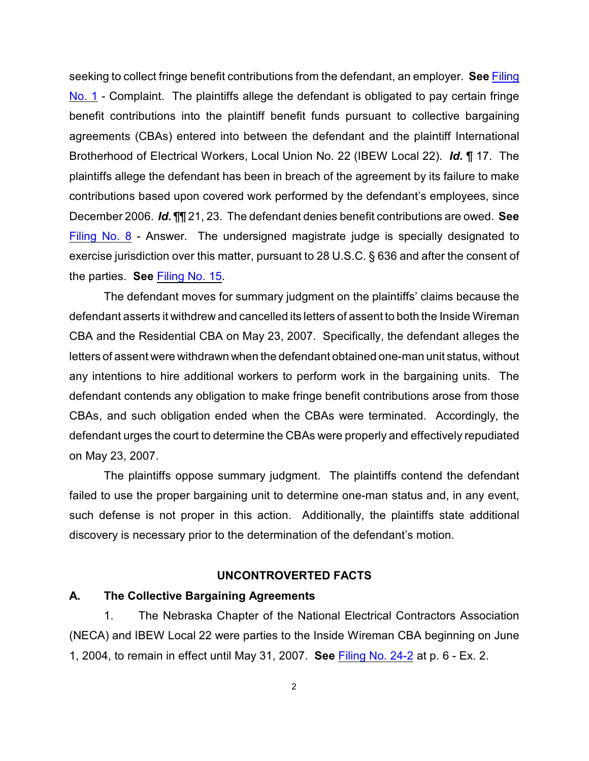seeking to collect fringe benefit contributions from the defendant, an employer. **See** Filing No. 1 - Complaint. The plaintiffs allege the defendant is obligated to pay certain fringe benefit contributions into the plaintiff benefit funds pursuant to collective bargaining agreements (CBAs) entered into between the defendant and the plaintiff International Brotherhood of Electrical Workers, Local Union No. 22 (IBEW Local 22). ***Id.*** ¶ 17. The plaintiffs allege the defendant has been in breach of the agreement by its failure to make contributions based upon covered work performed by the defendant's employees, since December 2006. ***Id.*** ¶¶ 21, 23. The defendant denies benefit contributions are owed. **See** Filing No. 8 - Answer. The undersigned magistrate judge is specially designated to exercise jurisdiction over this matter, pursuant to 28 U.S.C. § 636 and after the consent of the parties. **See** Filing No. 15.

The defendant moves for summary judgment on the plaintiffs' claims because the defendant asserts it withdrew and cancelled its letters of assent to both the Inside Wireman CBA and the Residential CBA on May 23, 2007. Specifically, the defendant alleges the letters of assent were withdrawn when the defendant obtained one-man unit status, without any intentions to hire additional workers to perform work in the bargaining units. The defendant contends any obligation to make fringe benefit contributions arose from those CBAs, and such obligation ended when the CBAs were terminated. Accordingly, the defendant urges the court to determine the CBAs were properly and effectively repudiated on May 23, 2007.

The plaintiffs oppose summary judgment. The plaintiffs contend the defendant failed to use the proper bargaining unit to determine one-man status and, in any event, such defense is not proper in this action. Additionally, the plaintiffs state additional discovery is necessary prior to the determination of the defendant's motion.

## UNCONTROVERTED FACTS

### A. The Collective Bargaining Agreements

1. The Nebraska Chapter of the National Electrical Contractors Association (NECA) and IBEW Local 22 were parties to the Inside Wireman CBA beginning on June 1, 2004, to remain in effect until May 31, 2007. **See** Filing No. 24-2 at p. 6 - Ex. 2.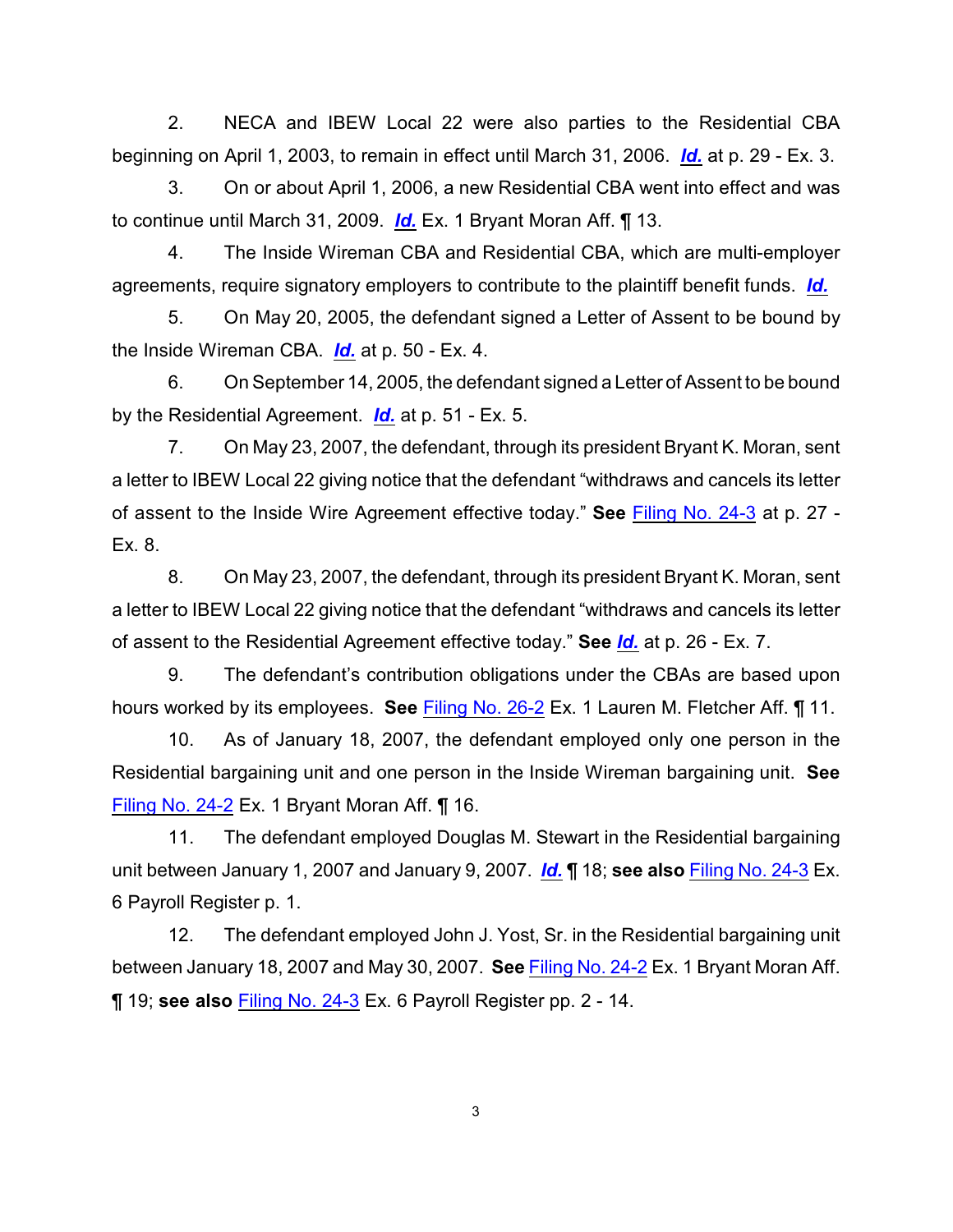2. NECA and IBEW Local 22 were also parties to the Residential CBA beginning on April 1, 2003, to remain in effect until March 31, 2006. ***Id.*** at p. 29 - Ex. 3.

3. On or about April 1, 2006, a new Residential CBA went into effect and was to continue until March 31, 2009. ***Id.*** Ex. 1 Bryant Moran Aff. ¶ 13.

4. The Inside Wireman CBA and Residential CBA, which are multi-employer agreements, require signatory employers to contribute to the plaintiff benefit funds. ***Id.***

5. On May 20, 2005, the defendant signed a Letter of Assent to be bound by the Inside Wireman CBA. ***Id.*** at p. 50 - Ex. 4.

6. On September 14, 2005, the defendant signed a Letter of Assent to be bound by the Residential Agreement. ***Id.*** at p. 51 - Ex. 5.

7. On May 23, 2007, the defendant, through its president Bryant K. Moran, sent a letter to IBEW Local 22 giving notice that the defendant "withdraws and cancels its letter of assent to the Inside Wire Agreement effective today." **See** Filing No. 24-3 at p. 27 - Ex. 8.

8. On May 23, 2007, the defendant, through its president Bryant K. Moran, sent a letter to IBEW Local 22 giving notice that the defendant "withdraws and cancels its letter of assent to the Residential Agreement effective today." **See** ***Id.*** at p. 26 - Ex. 7.

9. The defendant's contribution obligations under the CBAs are based upon hours worked by its employees. **See** Filing No. 26-2 Ex. 1 Lauren M. Fletcher Aff. ¶ 11.

10. As of January 18, 2007, the defendant employed only one person in the Residential bargaining unit and one person in the Inside Wireman bargaining unit. **See** Filing No. 24-2 Ex. 1 Bryant Moran Aff. ¶ 16.

11. The defendant employed Douglas M. Stewart in the Residential bargaining unit between January 1, 2007 and January 9, 2007. ***Id.*** ¶ 18; **see also** Filing No. 24-3 Ex. 6 Payroll Register p. 1.

12. The defendant employed John J. Yost, Sr. in the Residential bargaining unit between January 18, 2007 and May 30, 2007. **See** Filing No. 24-2 Ex. 1 Bryant Moran Aff. ¶ 19; **see also** Filing No. 24-3 Ex. 6 Payroll Register pp. 2 - 14.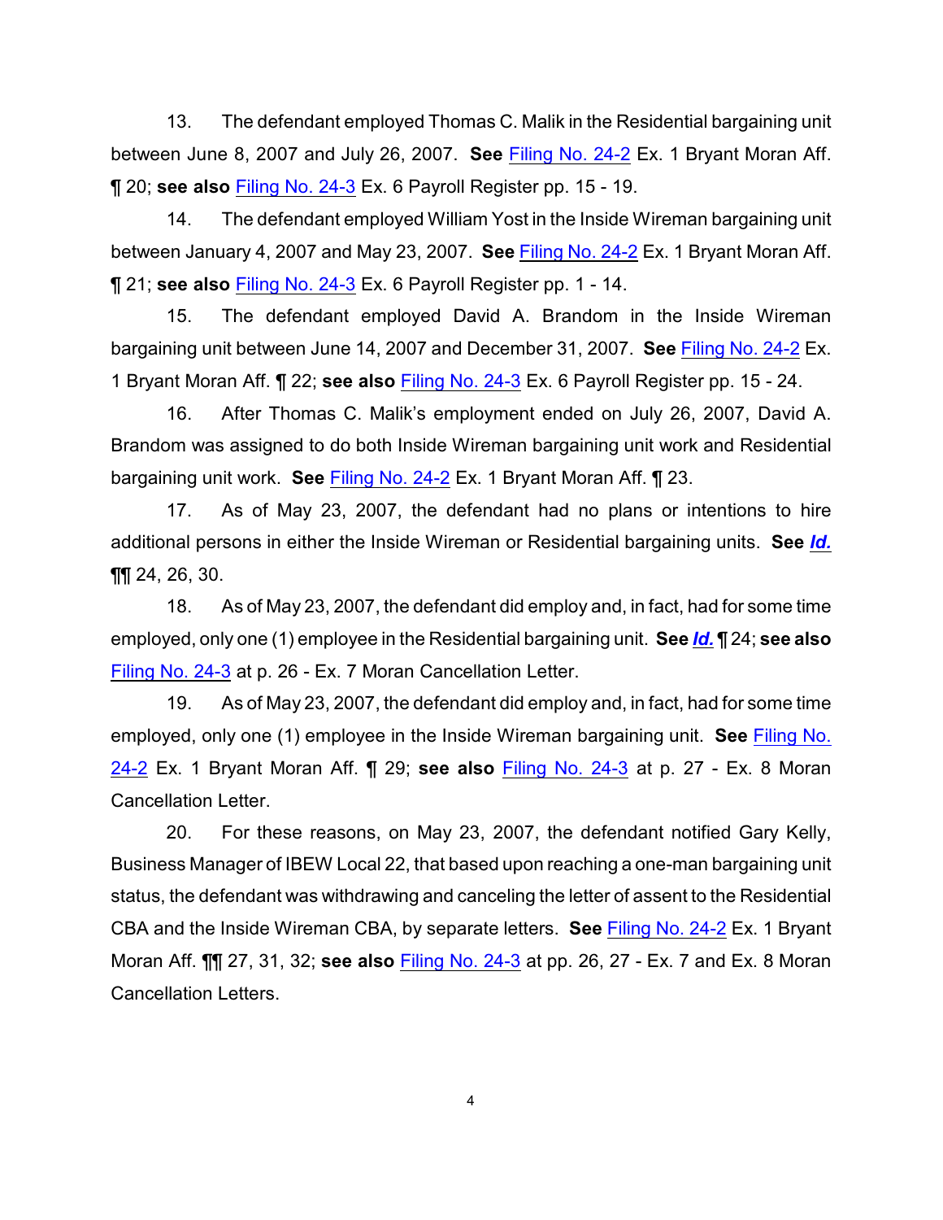13. The defendant employed Thomas C. Malik in the Residential bargaining unit between June 8, 2007 and July 26, 2007. **See** Filing No. 24-2 Ex. 1 Bryant Moran Aff. ¶ 20; **see also** Filing No. 24-3 Ex. 6 Payroll Register pp. 15 - 19.

14. The defendant employed William Yost in the Inside Wireman bargaining unit between January 4, 2007 and May 23, 2007. **See** Filing No. 24-2 Ex. 1 Bryant Moran Aff. ¶ 21; **see also** Filing No. 24-3 Ex. 6 Payroll Register pp. 1 - 14.

15. The defendant employed David A. Brandom in the Inside Wireman bargaining unit between June 14, 2007 and December 31, 2007. **See** Filing No. 24-2 Ex. 1 Bryant Moran Aff. ¶ 22; **see also** Filing No. 24-3 Ex. 6 Payroll Register pp. 15 - 24.

16. After Thomas C. Malik's employment ended on July 26, 2007, David A. Brandom was assigned to do both Inside Wireman bargaining unit work and Residential bargaining unit work. **See** Filing No. 24-2 Ex. 1 Bryant Moran Aff. ¶ 23.

17. As of May 23, 2007, the defendant had no plans or intentions to hire additional persons in either the Inside Wireman or Residential bargaining units. **See** ***Id.*** ¶¶ 24, 26, 30.

18. As of May 23, 2007, the defendant did employ and, in fact, had for some time employed, only one (1) employee in the Residential bargaining unit. **See** ***Id.*** ¶ 24; **see also** Filing No. 24-3 at p. 26 - Ex. 7 Moran Cancellation Letter.

19. As of May 23, 2007, the defendant did employ and, in fact, had for some time employed, only one (1) employee in the Inside Wireman bargaining unit. **See** Filing No. 24-2 Ex. 1 Bryant Moran Aff. ¶ 29; **see also** Filing No. 24-3 at p. 27 - Ex. 8 Moran Cancellation Letter.

20. For these reasons, on May 23, 2007, the defendant notified Gary Kelly, Business Manager of IBEW Local 22, that based upon reaching a one-man bargaining unit status, the defendant was withdrawing and canceling the letter of assent to the Residential CBA and the Inside Wireman CBA, by separate letters. **See** Filing No. 24-2 Ex. 1 Bryant Moran Aff. ¶¶ 27, 31, 32; **see also** Filing No. 24-3 at pp. 26, 27 - Ex. 7 and Ex. 8 Moran Cancellation Letters.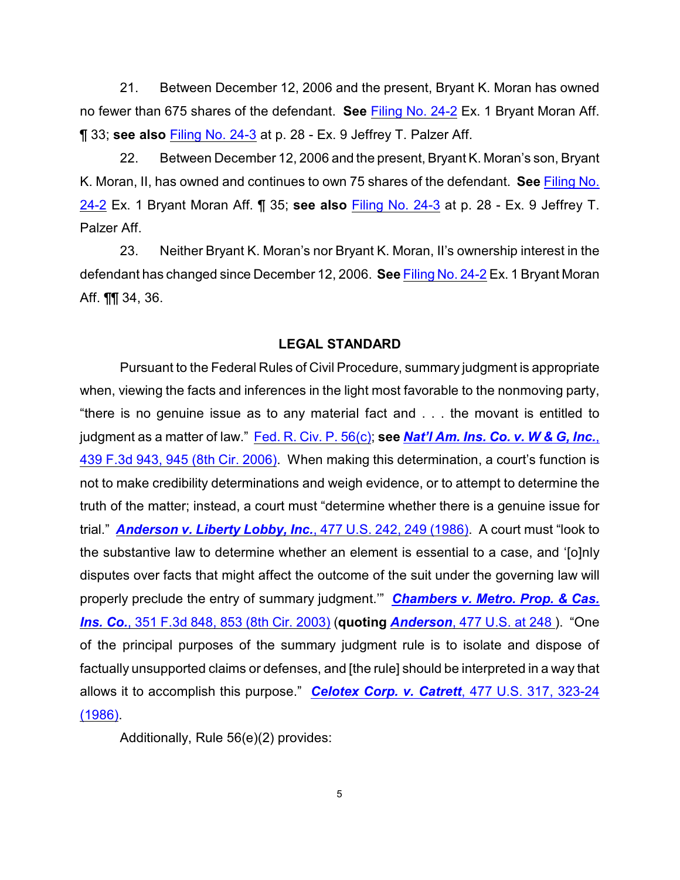21. Between December 12, 2006 and the present, Bryant K. Moran has owned no fewer than 675 shares of the defendant. **See** Filing No. 24-2 Ex. 1 Bryant Moran Aff. ¶ 33; **see also** Filing No. 24-3 at p. 28 - Ex. 9 Jeffrey T. Palzer Aff.

22. Between December 12, 2006 and the present, Bryant K. Moran's son, Bryant K. Moran, II, has owned and continues to own 75 shares of the defendant. **See** Filing No. 24-2 Ex. 1 Bryant Moran Aff. ¶ 35; **see also** Filing No. 24-3 at p. 28 - Ex. 9 Jeffrey T. Palzer Aff.

23. Neither Bryant K. Moran's nor Bryant K. Moran, II's ownership interest in the defendant has changed since December 12, 2006. **See** Filing No. 24-2 Ex. 1 Bryant Moran Aff. ¶¶ 34, 36.

## LEGAL STANDARD

Pursuant to the Federal Rules of Civil Procedure, summary judgment is appropriate when, viewing the facts and inferences in the light most favorable to the nonmoving party, "there is no genuine issue as to any material fact and . . . the movant is entitled to judgment as a matter of law." Fed. R. Civ. P. 56(c); **see** ***Nat'l Am. Ins. Co. v. W & G, Inc.***, 439 F.3d 943, 945 (8th Cir. 2006). When making this determination, a court's function is not to make credibility determinations and weigh evidence, or to attempt to determine the truth of the matter; instead, a court must "determine whether there is a genuine issue for trial." ***Anderson v. Liberty Lobby, Inc.***, 477 U.S. 242, 249 (1986). A court must "look to the substantive law to determine whether an element is essential to a case, and '[o]nly disputes over facts that might affect the outcome of the suit under the governing law will properly preclude the entry of summary judgment.'" ***Chambers v. Metro. Prop. & Cas. Ins. Co.***, 351 F.3d 848, 853 (8th Cir. 2003) (**quoting** ***Anderson***, 477 U.S. at 248 ). "One of the principal purposes of the summary judgment rule is to isolate and dispose of factually unsupported claims or defenses, and [the rule] should be interpreted in a way that allows it to accomplish this purpose." ***Celotex Corp. v. Catrett***, 477 U.S. 317, 323-24 (1986).

Additionally, Rule 56(e)(2) provides: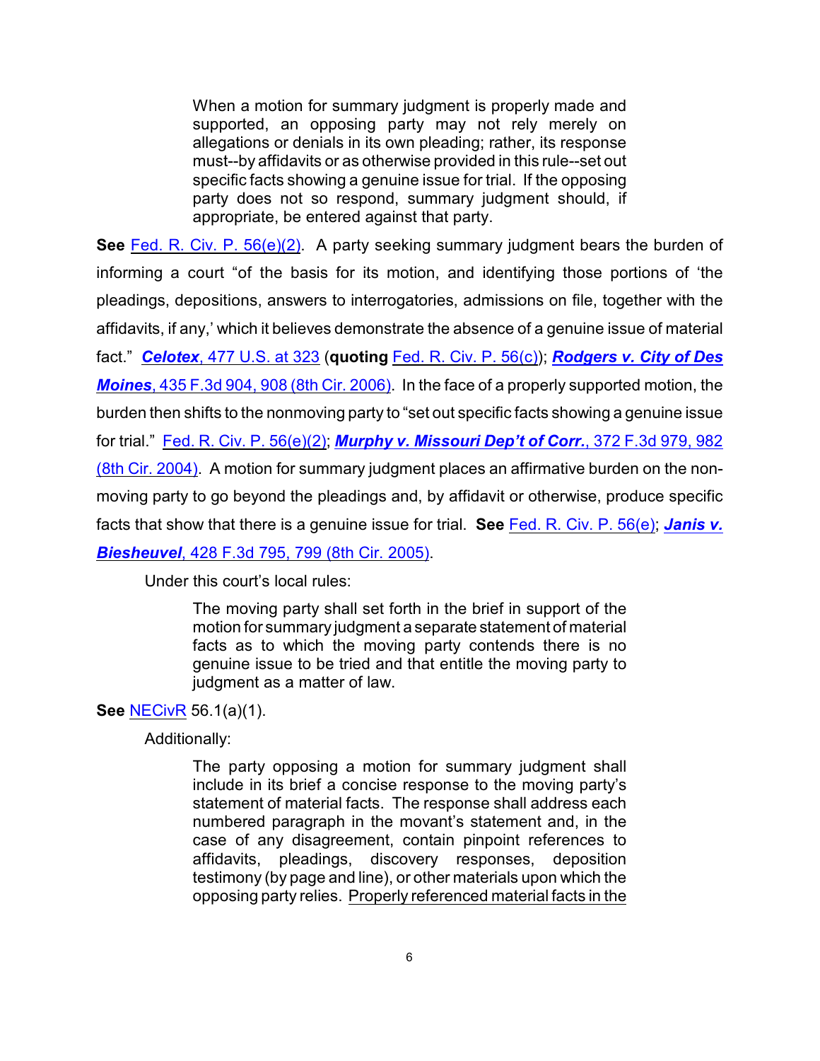> When a motion for summary judgment is properly made and supported, an opposing party may not rely merely on allegations or denials in its own pleading; rather, its response must--by affidavits or as otherwise provided in this rule--set out specific facts showing a genuine issue for trial. If the opposing party does not so respond, summary judgment should, if appropriate, be entered against that party.

**See** Fed. R. Civ. P. 56(e)(2). A party seeking summary judgment bears the burden of informing a court "of the basis for its motion, and identifying those portions of 'the pleadings, depositions, answers to interrogatories, admissions on file, together with the affidavits, if any,' which it believes demonstrate the absence of a genuine issue of material fact." ***Celotex***, 477 U.S. at 323 (**quoting** Fed. R. Civ. P. 56(c)); ***Rodgers v. City of Des Moines***, 435 F.3d 904, 908 (8th Cir. 2006). In the face of a properly supported motion, the burden then shifts to the nonmoving party to "set out specific facts showing a genuine issue for trial." Fed. R. Civ. P. 56(e)(2); ***Murphy v. Missouri Dep't of Corr.***, 372 F.3d 979, 982 (8th Cir. 2004). A motion for summary judgment places an affirmative burden on the non-moving party to go beyond the pleadings and, by affidavit or otherwise, produce specific facts that show that there is a genuine issue for trial. **See** Fed. R. Civ. P. 56(e); ***Janis v. Biesheuvel***, 428 F.3d 795, 799 (8th Cir. 2005).

Under this court's local rules:

> The moving party shall set forth in the brief in support of the motion for summary judgment a separate statement of material facts as to which the moving party contends there is no genuine issue to be tried and that entitle the moving party to judgment as a matter of law.

**See** NECivR 56.1(a)(1).

Additionally:

> The party opposing a motion for summary judgment shall include in its brief a concise response to the moving party's statement of material facts. The response shall address each numbered paragraph in the movant's statement and, in the case of any disagreement, contain pinpoint references to affidavits, pleadings, discovery responses, deposition testimony (by page and line), or other materials upon which the opposing party relies. Properly referenced material facts in the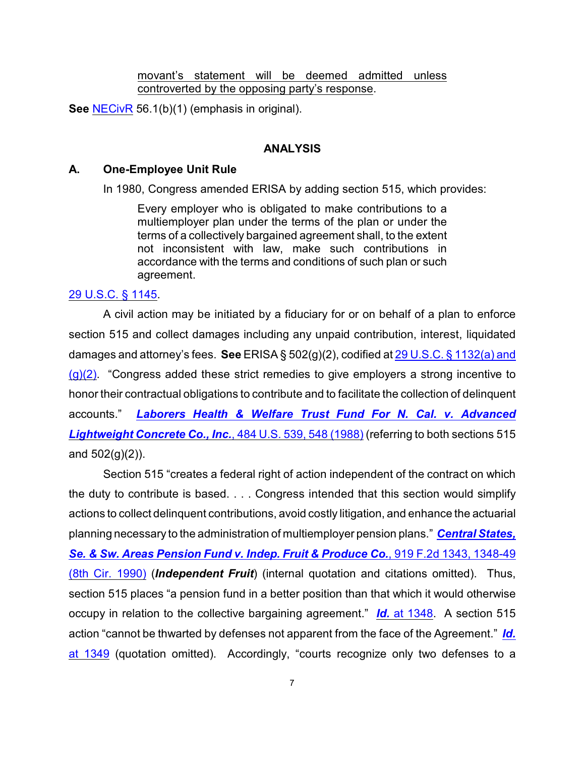movant's statement will be deemed admitted unless controverted by the opposing party's response.

**See** NECivR 56.1(b)(1) (emphasis in original).

## ANALYSIS

### A. One-Employee Unit Rule

In 1980, Congress amended ERISA by adding section 515, which provides:

> Every employer who is obligated to make contributions to a multiemployer plan under the terms of the plan or under the terms of a collectively bargained agreement shall, to the extent not inconsistent with law, make such contributions in accordance with the terms and conditions of such plan or such agreement.

29 U.S.C. § 1145.

A civil action may be initiated by a fiduciary for or on behalf of a plan to enforce section 515 and collect damages including any unpaid contribution, interest, liquidated damages and attorney's fees. **See** ERISA § 502(g)(2), codified at 29 U.S.C. § 1132(a) and (g)(2). "Congress added these strict remedies to give employers a strong incentive to honor their contractual obligations to contribute and to facilitate the collection of delinquent accounts." ***Laborers Health & Welfare Trust Fund For N. Cal. v. Advanced Lightweight Concrete Co., Inc.***, 484 U.S. 539, 548 (1988) (referring to both sections 515 and 502(g)(2)).

Section 515 "creates a federal right of action independent of the contract on which the duty to contribute is based. . . . Congress intended that this section would simplify actions to collect delinquent contributions, avoid costly litigation, and enhance the actuarial planning necessary to the administration of multiemployer pension plans." ***Central States, Se. & Sw. Areas Pension Fund v. Indep. Fruit & Produce Co.***, 919 F.2d 1343, 1348-49 (8th Cir. 1990) (***Independent Fruit***) (internal quotation and citations omitted). Thus, section 515 places "a pension fund in a better position than that which it would otherwise occupy in relation to the collective bargaining agreement." ***Id.*** at 1348. A section 515 action "cannot be thwarted by defenses not apparent from the face of the Agreement." ***Id.*** at 1349 (quotation omitted). Accordingly, "courts recognize only two defenses to a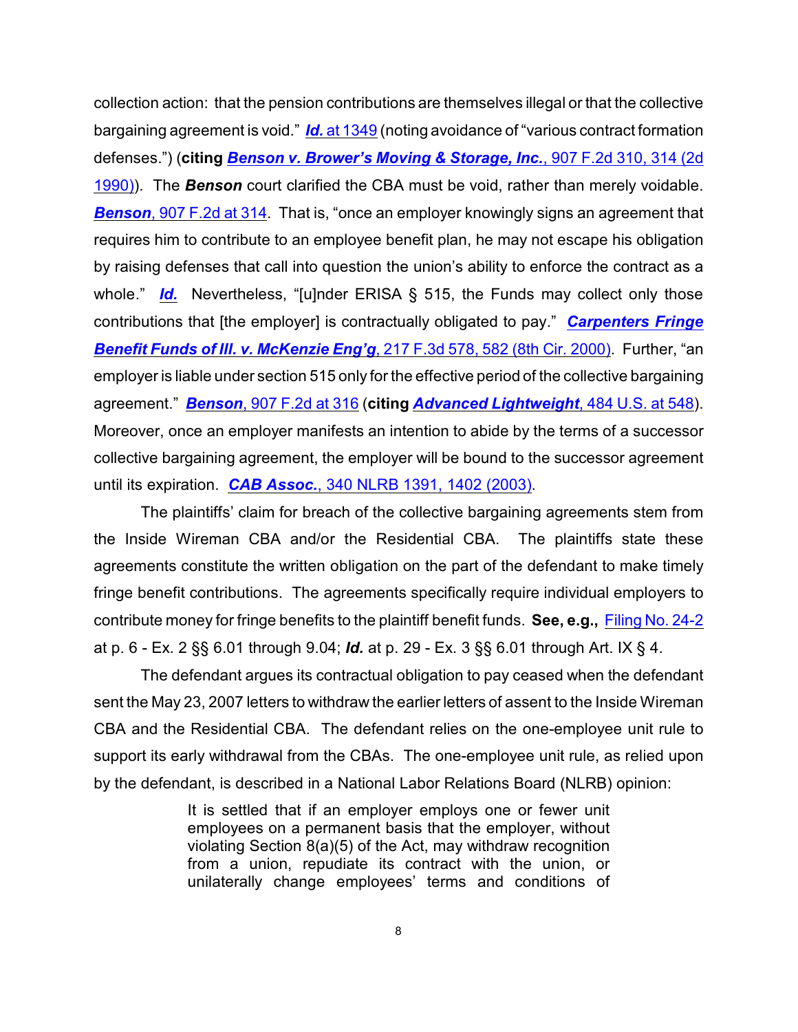collection action: that the pension contributions are themselves illegal or that the collective bargaining agreement is void." ***Id.*** at 1349 (noting avoidance of "various contract formation defenses.") (**citing *Benson v. Brower's Moving & Storage, Inc.***, 907 F.2d 310, 314 (2d 1990)). The ***Benson*** court clarified the CBA must be void, rather than merely voidable. ***Benson***, 907 F.2d at 314. That is, "once an employer knowingly signs an agreement that requires him to contribute to an employee benefit plan, he may not escape his obligation by raising defenses that call into question the union's ability to enforce the contract as a whole." ***Id.*** Nevertheless, "[u]nder ERISA § 515, the Funds may collect only those contributions that [the employer] is contractually obligated to pay." ***Carpenters Fringe Benefit Funds of Ill. v. McKenzie Eng'g***, 217 F.3d 578, 582 (8th Cir. 2000). Further, "an employer is liable under section 515 only for the effective period of the collective bargaining agreement." ***Benson***, 907 F.2d at 316 (**citing *Advanced Lightweight***, 484 U.S. at 548). Moreover, once an employer manifests an intention to abide by the terms of a successor collective bargaining agreement, the employer will be bound to the successor agreement until its expiration. ***CAB Assoc.***, 340 NLRB 1391, 1402 (2003).

The plaintiffs' claim for breach of the collective bargaining agreements stem from the Inside Wireman CBA and/or the Residential CBA. The plaintiffs state these agreements constitute the written obligation on the part of the defendant to make timely fringe benefit contributions. The agreements specifically require individual employers to contribute money for fringe benefits to the plaintiff benefit funds. **See, e.g.,** Filing No. 24-2 at p. 6 - Ex. 2 §§ 6.01 through 9.04; ***Id.*** at p. 29 - Ex. 3 §§ 6.01 through Art. IX § 4.

The defendant argues its contractual obligation to pay ceased when the defendant sent the May 23, 2007 letters to withdraw the earlier letters of assent to the Inside Wireman CBA and the Residential CBA. The defendant relies on the one-employee unit rule to support its early withdrawal from the CBAs. The one-employee unit rule, as relied upon by the defendant, is described in a National Labor Relations Board (NLRB) opinion:

> It is settled that if an employer employs one or fewer unit employees on a permanent basis that the employer, without violating Section 8(a)(5) of the Act, may withdraw recognition from a union, repudiate its contract with the union, or unilaterally change employees' terms and conditions of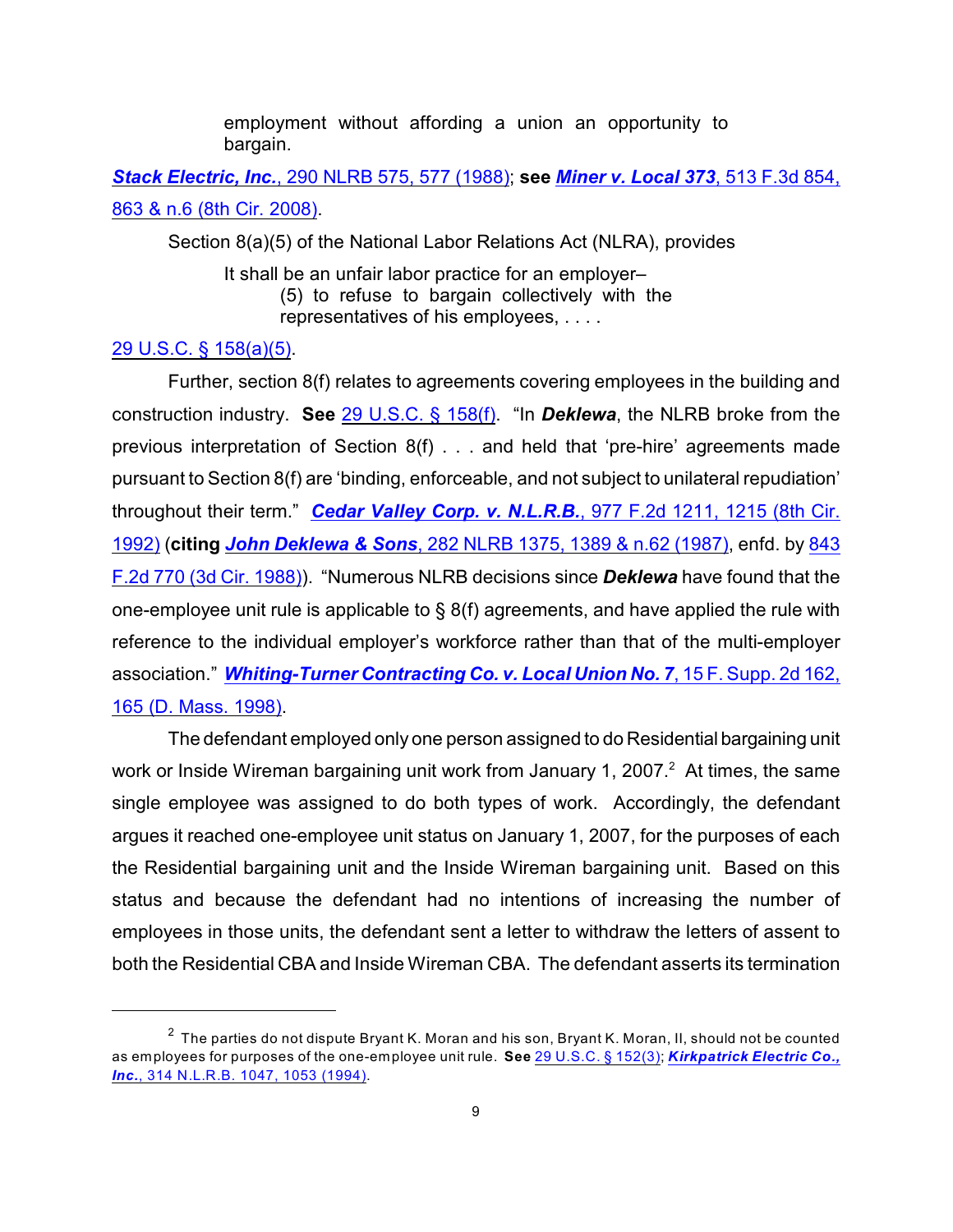> employment without affording a union an opportunity to bargain.

***Stack Electric, Inc.***, 290 NLRB 575, 577 (1988); **see** ***Miner v. Local 373***, 513 F.3d 854, 863 & n.6 (8th Cir. 2008).

Section 8(a)(5) of the National Labor Relations Act (NLRA), provides

> It shall be an unfair labor practice for an employer–
>
> (5) to refuse to bargain collectively with the representatives of his employees, . . . .

29 U.S.C. § 158(a)(5).

Further, section 8(f) relates to agreements covering employees in the building and construction industry. **See** 29 U.S.C. § 158(f). "In ***Deklewa***, the NLRB broke from the previous interpretation of Section 8(f) . . . and held that 'pre-hire' agreements made pursuant to Section 8(f) are 'binding, enforceable, and not subject to unilateral repudiation' throughout their term." ***Cedar Valley Corp. v. N.L.R.B.***, 977 F.2d 1211, 1215 (8th Cir. 1992) (**citing** ***John Deklewa & Sons***, 282 NLRB 1375, 1389 & n.62 (1987), enfd. by 843 F.2d 770 (3d Cir. 1988)). "Numerous NLRB decisions since ***Deklewa*** have found that the one-employee unit rule is applicable to § 8(f) agreements, and have applied the rule with reference to the individual employer's workforce rather than that of the multi-employer association." ***Whiting-Turner Contracting Co. v. Local Union No. 7***, 15 F. Supp. 2d 162, 165 (D. Mass. 1998).

The defendant employed only one person assigned to do Residential bargaining unit work or Inside Wireman bargaining unit work from January 1, 2007.[2] At times, the same single employee was assigned to do both types of work. Accordingly, the defendant argues it reached one-employee unit status on January 1, 2007, for the purposes of each the Residential bargaining unit and the Inside Wireman bargaining unit. Based on this status and because the defendant had no intentions of increasing the number of employees in those units, the defendant sent a letter to withdraw the letters of assent to both the Residential CBA and Inside Wireman CBA. The defendant asserts its termination

---

[2] The parties do not dispute Bryant K. Moran and his son, Bryant K. Moran, II, should not be counted as employees for purposes of the one-employee unit rule. **See** 29 U.S.C. § 152(3); ***Kirkpatrick Electric Co., Inc.***, 314 N.L.R.B. 1047, 1053 (1994).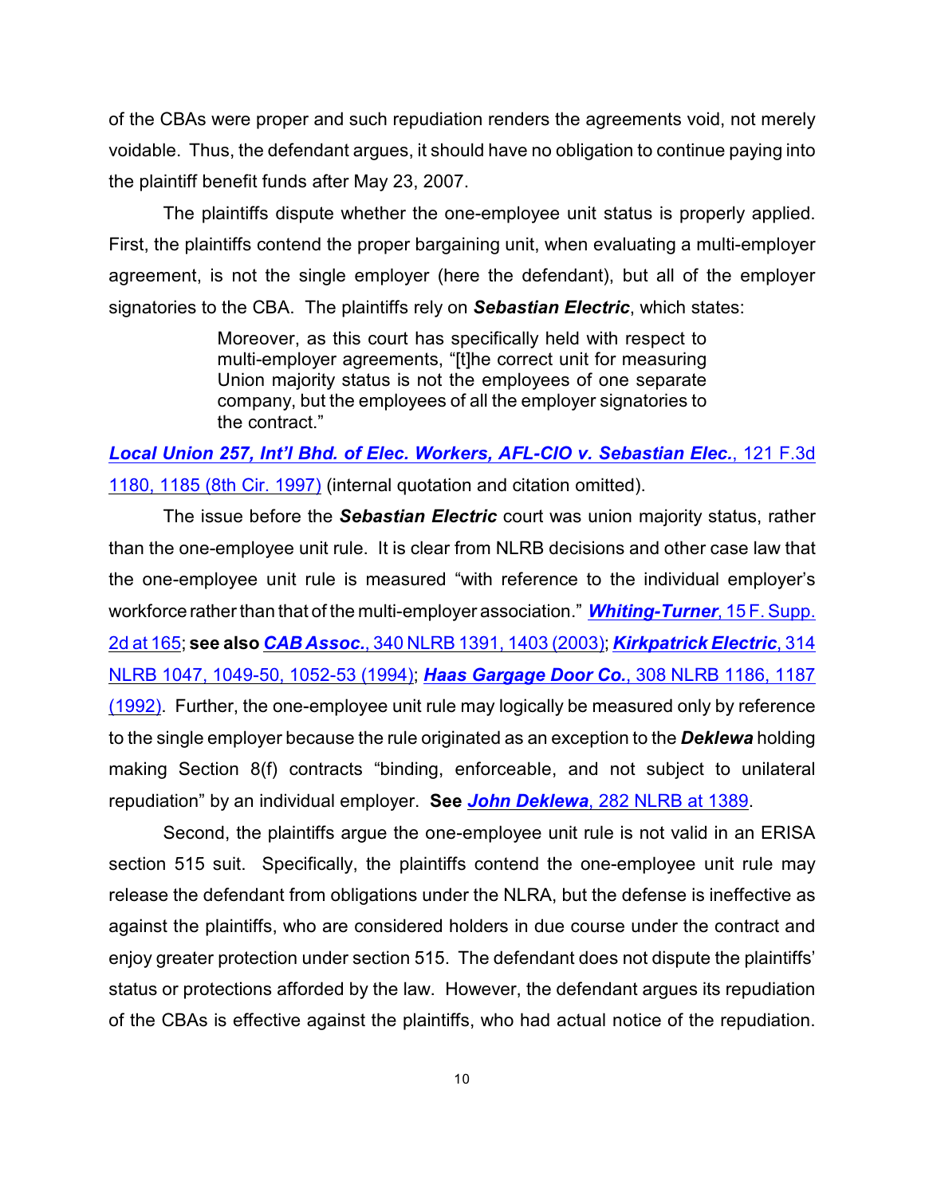of the CBAs were proper and such repudiation renders the agreements void, not merely voidable. Thus, the defendant argues, it should have no obligation to continue paying into the plaintiff benefit funds after May 23, 2007.

The plaintiffs dispute whether the one-employee unit status is properly applied. First, the plaintiffs contend the proper bargaining unit, when evaluating a multi-employer agreement, is not the single employer (here the defendant), but all of the employer signatories to the CBA. The plaintiffs rely on ***Sebastian Electric***, which states:

> Moreover, as this court has specifically held with respect to multi-employer agreements, "[t]he correct unit for measuring Union majority status is not the employees of one separate company, but the employees of all the employer signatories to the contract."

***Local Union 257, Int'l Bhd. of Elec. Workers, AFL-CIO v. Sebastian Elec.***, 121 F.3d 1180, 1185 (8th Cir. 1997) (internal quotation and citation omitted).

The issue before the ***Sebastian Electric*** court was union majority status, rather than the one-employee unit rule. It is clear from NLRB decisions and other case law that the one-employee unit rule is measured "with reference to the individual employer's workforce rather than that of the multi-employer association." ***Whiting-Turner***, 15 F. Supp. 2d at 165; **see also** ***CAB Assoc.***, 340 NLRB 1391, 1403 (2003); ***Kirkpatrick Electric***, 314 NLRB 1047, 1049-50, 1052-53 (1994); ***Haas Gargage Door Co.***, 308 NLRB 1186, 1187 (1992). Further, the one-employee unit rule may logically be measured only by reference to the single employer because the rule originated as an exception to the ***Deklewa*** holding making Section 8(f) contracts "binding, enforceable, and not subject to unilateral repudiation" by an individual employer. **See** ***John Deklewa***, 282 NLRB at 1389.

Second, the plaintiffs argue the one-employee unit rule is not valid in an ERISA section 515 suit. Specifically, the plaintiffs contend the one-employee unit rule may release the defendant from obligations under the NLRA, but the defense is ineffective as against the plaintiffs, who are considered holders in due course under the contract and enjoy greater protection under section 515. The defendant does not dispute the plaintiffs' status or protections afforded by the law. However, the defendant argues its repudiation of the CBAs is effective against the plaintiffs, who had actual notice of the repudiation.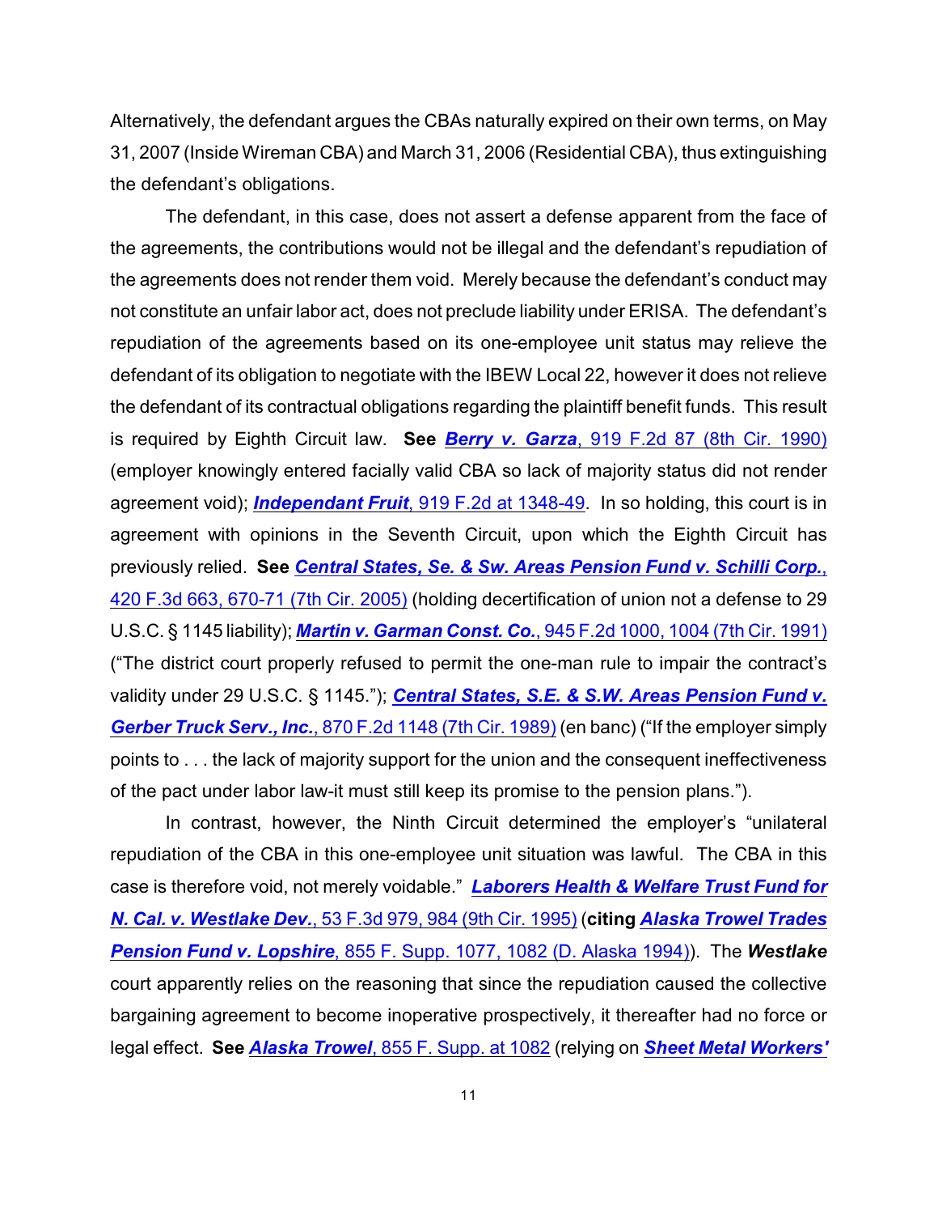Alternatively, the defendant argues the CBAs naturally expired on their own terms, on May 31, 2007 (Inside Wireman CBA) and March 31, 2006 (Residential CBA), thus extinguishing the defendant's obligations.

The defendant, in this case, does not assert a defense apparent from the face of the agreements, the contributions would not be illegal and the defendant's repudiation of the agreements does not render them void. Merely because the defendant's conduct may not constitute an unfair labor act, does not preclude liability under ERISA. The defendant's repudiation of the agreements based on its one-employee unit status may relieve the defendant of its obligation to negotiate with the IBEW Local 22, however it does not relieve the defendant of its contractual obligations regarding the plaintiff benefit funds. This result is required by Eighth Circuit law. **See** ***Berry v. Garza***, 919 F.2d 87 (8th Cir. 1990) (employer knowingly entered facially valid CBA so lack of majority status did not render agreement void); ***Independant Fruit***, 919 F.2d at 1348-49. In so holding, this court is in agreement with opinions in the Seventh Circuit, upon which the Eighth Circuit has previously relied. **See** ***Central States, Se. & Sw. Areas Pension Fund v. Schilli Corp.***, 420 F.3d 663, 670-71 (7th Cir. 2005) (holding decertification of union not a defense to 29 U.S.C. § 1145 liability); ***Martin v. Garman Const. Co.***, 945 F.2d 1000, 1004 (7th Cir. 1991) ("The district court properly refused to permit the one-man rule to impair the contract's validity under 29 U.S.C. § 1145."); ***Central States, S.E. & S.W. Areas Pension Fund v. Gerber Truck Serv., Inc.***, 870 F.2d 1148 (7th Cir. 1989) (en banc) ("If the employer simply points to . . . the lack of majority support for the union and the consequent ineffectiveness of the pact under labor law-it must still keep its promise to the pension plans.").

In contrast, however, the Ninth Circuit determined the employer's "unilateral repudiation of the CBA in this one-employee unit situation was lawful. The CBA in this case is therefore void, not merely voidable." ***Laborers Health & Welfare Trust Fund for N. Cal. v. Westlake Dev.***, 53 F.3d 979, 984 (9th Cir. 1995) (**citing** ***Alaska Trowel Trades Pension Fund v. Lopshire***, 855 F. Supp. 1077, 1082 (D. Alaska 1994)). The ***Westlake*** court apparently relies on the reasoning that since the repudiation caused the collective bargaining agreement to become inoperative prospectively, it thereafter had no force or legal effect. **See** ***Alaska Trowel***, 855 F. Supp. at 1082 (relying on ***Sheet Metal Workers'***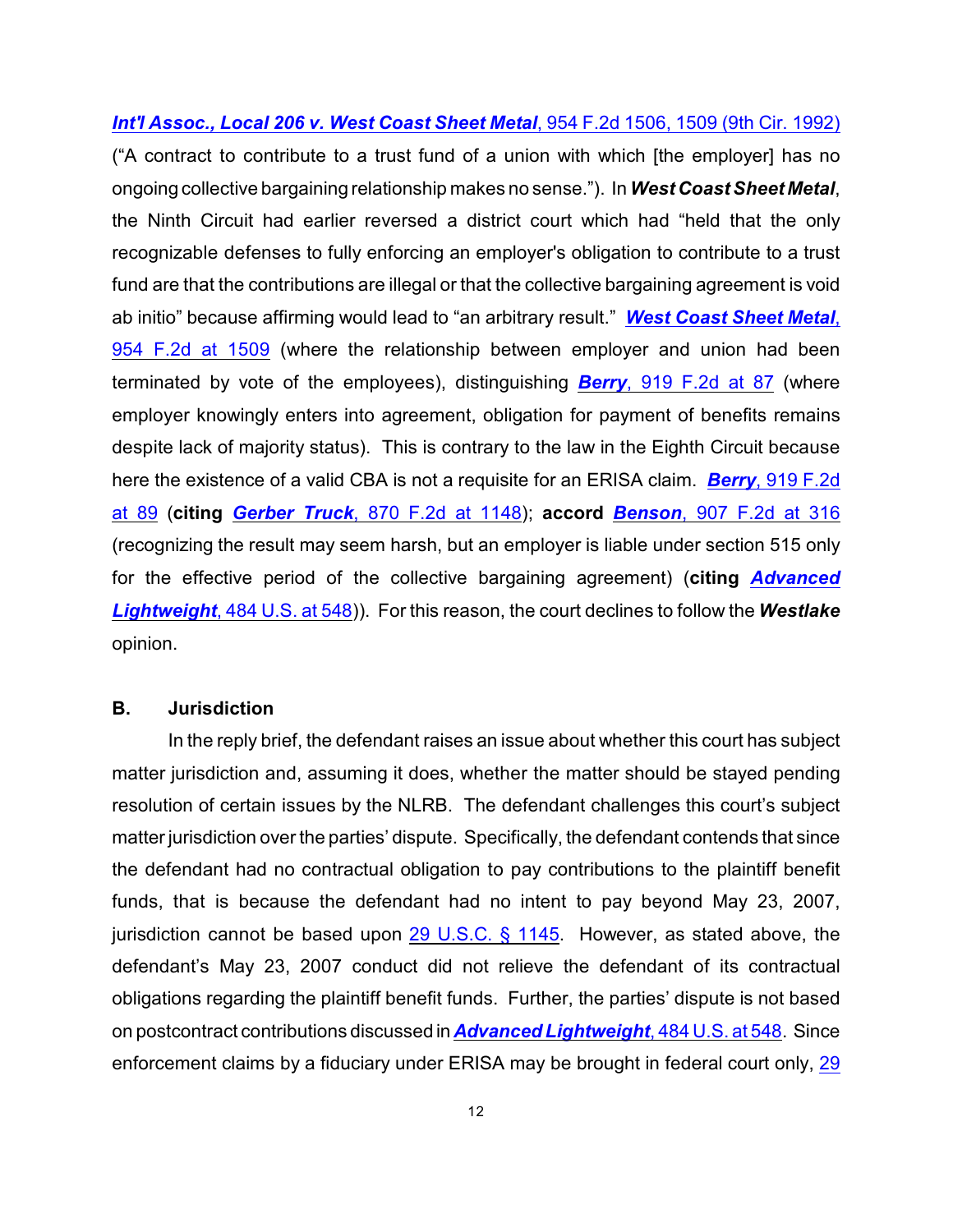***Int'l Assoc., Local 206 v. West Coast Sheet Metal***, 954 F.2d 1506, 1509 (9th Cir. 1992) ("A contract to contribute to a trust fund of a union with which [the employer] has no ongoing collective bargaining relationship makes no sense."). In ***West Coast Sheet Metal***, the Ninth Circuit had earlier reversed a district court which had "held that the only recognizable defenses to fully enforcing an employer's obligation to contribute to a trust fund are that the contributions are illegal or that the collective bargaining agreement is void ab initio" because affirming would lead to "an arbitrary result." ***West Coast Sheet Metal***, 954 F.2d at 1509 (where the relationship between employer and union had been terminated by vote of the employees), distinguishing ***Berry***, 919 F.2d at 87 (where employer knowingly enters into agreement, obligation for payment of benefits remains despite lack of majority status). This is contrary to the law in the Eighth Circuit because here the existence of a valid CBA is not a requisite for an ERISA claim. ***Berry***, 919 F.2d at 89 (**citing** ***Gerber Truck***, 870 F.2d at 1148); **accord** ***Benson***, 907 F.2d at 316 (recognizing the result may seem harsh, but an employer is liable under section 515 only for the effective period of the collective bargaining agreement) (**citing** ***Advanced Lightweight***, 484 U.S. at 548)). For this reason, the court declines to follow the ***Westlake*** opinion.

### B. Jurisdiction

In the reply brief, the defendant raises an issue about whether this court has subject matter jurisdiction and, assuming it does, whether the matter should be stayed pending resolution of certain issues by the NLRB. The defendant challenges this court's subject matter jurisdiction over the parties' dispute. Specifically, the defendant contends that since the defendant had no contractual obligation to pay contributions to the plaintiff benefit funds, that is because the defendant had no intent to pay beyond May 23, 2007, jurisdiction cannot be based upon 29 U.S.C. § 1145. However, as stated above, the defendant's May 23, 2007 conduct did not relieve the defendant of its contractual obligations regarding the plaintiff benefit funds. Further, the parties' dispute is not based on postcontract contributions discussed in ***Advanced Lightweight***, 484 U.S. at 548. Since enforcement claims by a fiduciary under ERISA may be brought in federal court only, 29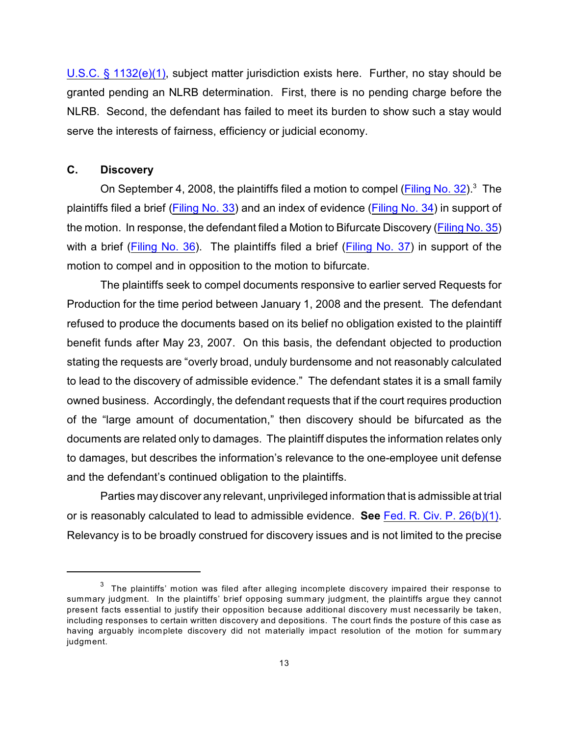U.S.C. § 1132(e)(1), subject matter jurisdiction exists here. Further, no stay should be granted pending an NLRB determination. First, there is no pending charge before the NLRB. Second, the defendant has failed to meet its burden to show such a stay would serve the interests of fairness, efficiency or judicial economy.

### C. Discovery

On September 4, 2008, the plaintiffs filed a motion to compel (Filing No. 32).[3] The plaintiffs filed a brief (Filing No. 33) and an index of evidence (Filing No. 34) in support of the motion. In response, the defendant filed a Motion to Bifurcate Discovery (Filing No. 35) with a brief (Filing No. 36). The plaintiffs filed a brief (Filing No. 37) in support of the motion to compel and in opposition to the motion to bifurcate.

The plaintiffs seek to compel documents responsive to earlier served Requests for Production for the time period between January 1, 2008 and the present. The defendant refused to produce the documents based on its belief no obligation existed to the plaintiff benefit funds after May 23, 2007. On this basis, the defendant objected to production stating the requests are "overly broad, unduly burdensome and not reasonably calculated to lead to the discovery of admissible evidence." The defendant states it is a small family owned business. Accordingly, the defendant requests that if the court requires production of the "large amount of documentation," then discovery should be bifurcated as the documents are related only to damages. The plaintiff disputes the information relates only to damages, but describes the information's relevance to the one-employee unit defense and the defendant's continued obligation to the plaintiffs.

Parties may discover any relevant, unprivileged information that is admissible at trial or is reasonably calculated to lead to admissible evidence. **See** Fed. R. Civ. P. 26(b)(1). Relevancy is to be broadly construed for discovery issues and is not limited to the precise

---

[3] The plaintiffs' motion was filed after alleging incomplete discovery impaired their response to summary judgment. In the plaintiffs' brief opposing summary judgment, the plaintiffs argue they cannot present facts essential to justify their opposition because additional discovery must necessarily be taken, including responses to certain written discovery and depositions. The court finds the posture of this case as having arguably incomplete discovery did not materially impact resolution of the motion for summary judgment.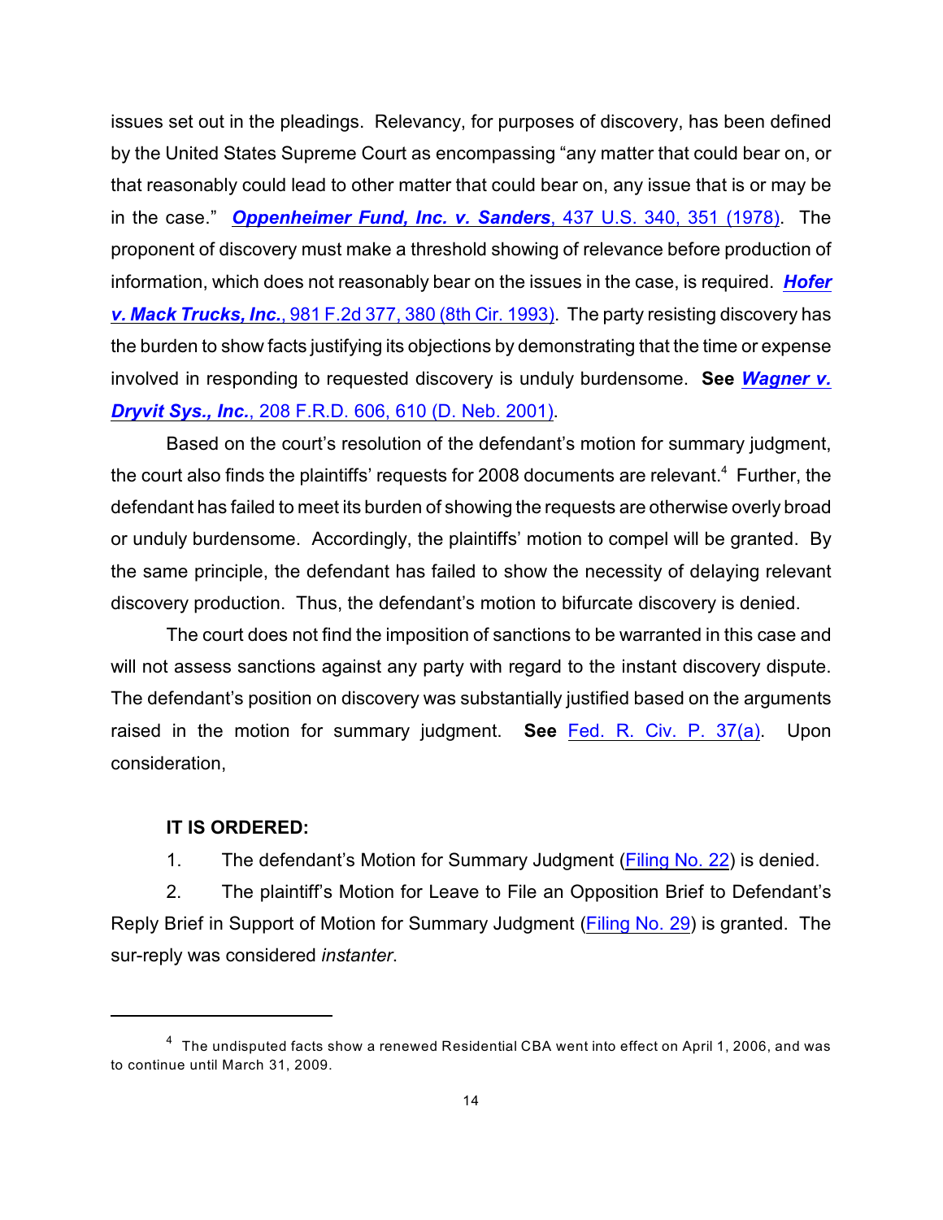issues set out in the pleadings. Relevancy, for purposes of discovery, has been defined by the United States Supreme Court as encompassing "any matter that could bear on, or that reasonably could lead to other matter that could bear on, any issue that is or may be in the case." ***Oppenheimer Fund, Inc. v. Sanders***, 437 U.S. 340, 351 (1978). The proponent of discovery must make a threshold showing of relevance before production of information, which does not reasonably bear on the issues in the case, is required. ***Hofer v. Mack Trucks, Inc.***, 981 F.2d 377, 380 (8th Cir. 1993). The party resisting discovery has the burden to show facts justifying its objections by demonstrating that the time or expense involved in responding to requested discovery is unduly burdensome. **See** ***Wagner v. Dryvit Sys., Inc.***, 208 F.R.D. 606, 610 (D. Neb. 2001).

Based on the court's resolution of the defendant's motion for summary judgment, the court also finds the plaintiffs' requests for 2008 documents are relevant.[4] Further, the defendant has failed to meet its burden of showing the requests are otherwise overly broad or unduly burdensome. Accordingly, the plaintiffs' motion to compel will be granted. By the same principle, the defendant has failed to show the necessity of delaying relevant discovery production. Thus, the defendant's motion to bifurcate discovery is denied.

The court does not find the imposition of sanctions to be warranted in this case and will not assess sanctions against any party with regard to the instant discovery dispute. The defendant's position on discovery was substantially justified based on the arguments raised in the motion for summary judgment. **See** Fed. R. Civ. P. 37(a). Upon consideration,

**IT IS ORDERED:**

1. The defendant's Motion for Summary Judgment (Filing No. 22) is denied.

2. The plaintiff's Motion for Leave to File an Opposition Brief to Defendant's Reply Brief in Support of Motion for Summary Judgment (Filing No. 29) is granted. The sur-reply was considered *instanter*.

---

[4] The undisputed facts show a renewed Residential CBA went into effect on April 1, 2006, and was to continue until March 31, 2009.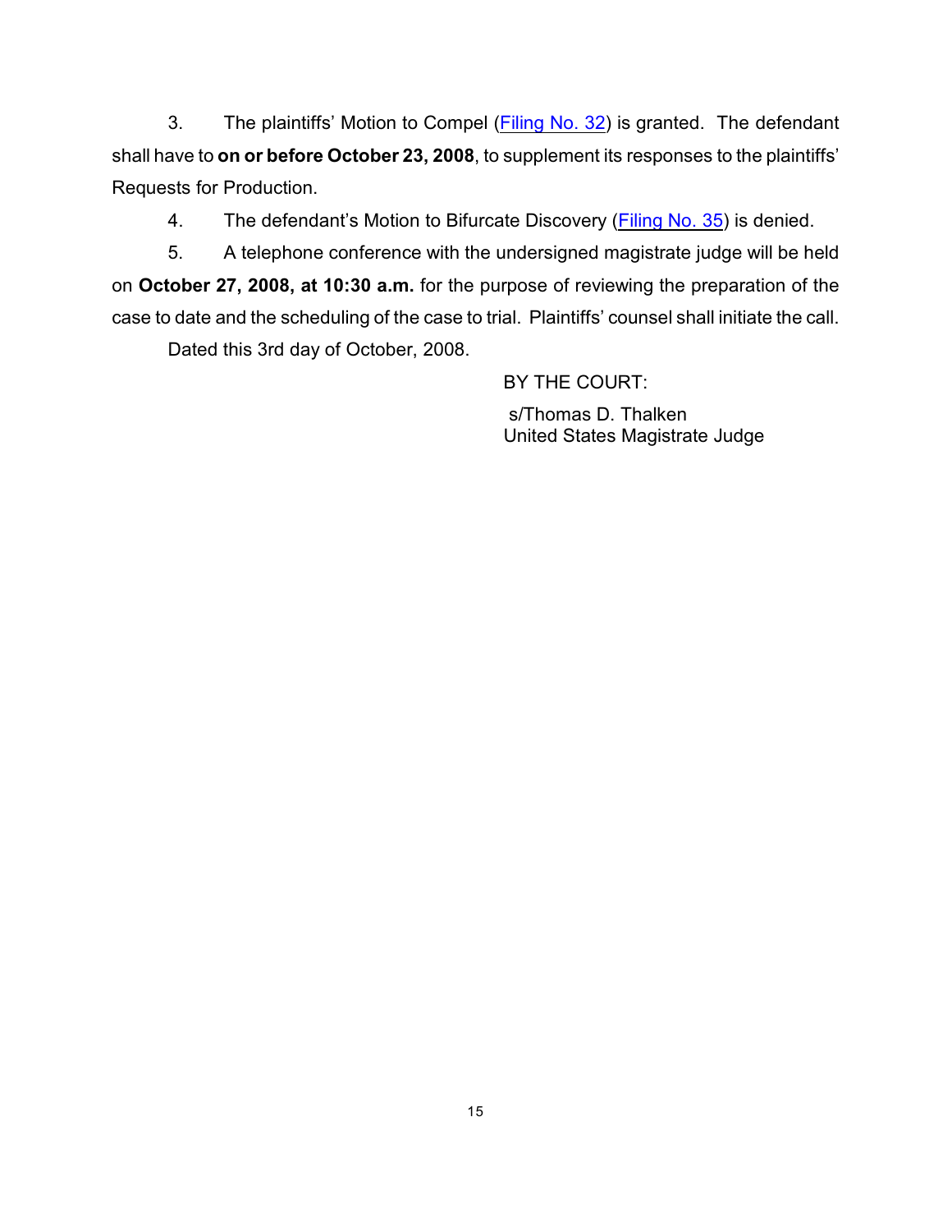3. The plaintiffs' Motion to Compel (Filing No. 32) is granted. The defendant shall have to **on or before October 23, 2008**, to supplement its responses to the plaintiffs' Requests for Production.

4. The defendant's Motion to Bifurcate Discovery (Filing No. 35) is denied.

5. A telephone conference with the undersigned magistrate judge will be held on **October 27, 2008, at 10:30 a.m.** for the purpose of reviewing the preparation of the case to date and the scheduling of the case to trial. Plaintiffs' counsel shall initiate the call.

Dated this 3rd day of October, 2008.

BY THE COURT:

s/Thomas D. Thalken
United States Magistrate Judge